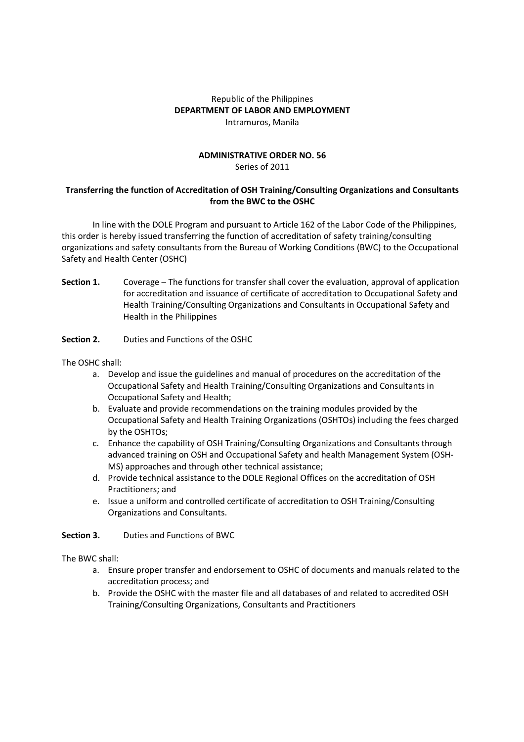Republic of the Philippines
**DEPARTMENT OF LABOR AND EMPLOYMENT**
Intramuros, Manila

**ADMINISTRATIVE ORDER NO. 56**
Series of 2011

**Transferring the function of Accreditation of OSH Training/Consulting Organizations and Consultants from the BWC to the OSHC**

In line with the DOLE Program and pursuant to Article 162 of the Labor Code of the Philippines, this order is hereby issued transferring the function of accreditation of safety training/consulting organizations and safety consultants from the Bureau of Working Conditions (BWC) to the Occupational Safety and Health Center (OSHC)

**Section 1.** Coverage – The functions for transfer shall cover the evaluation, approval of application for accreditation and issuance of certificate of accreditation to Occupational Safety and Health Training/Consulting Organizations and Consultants in Occupational Safety and Health in the Philippines

**Section 2.** Duties and Functions of the OSHC

The OSHC shall:

a. Develop and issue the guidelines and manual of procedures on the accreditation of the Occupational Safety and Health Training/Consulting Organizations and Consultants in Occupational Safety and Health;
b. Evaluate and provide recommendations on the training modules provided by the Occupational Safety and Health Training Organizations (OSHTOs) including the fees charged by the OSHTOs;
c. Enhance the capability of OSH Training/Consulting Organizations and Consultants through advanced training on OSH and Occupational Safety and health Management System (OSH-MS) approaches and through other technical assistance;
d. Provide technical assistance to the DOLE Regional Offices on the accreditation of OSH Practitioners; and
e. Issue a uniform and controlled certificate of accreditation to OSH Training/Consulting Organizations and Consultants.

**Section 3.** Duties and Functions of BWC

The BWC shall:

a. Ensure proper transfer and endorsement to OSHC of documents and manuals related to the accreditation process; and
b. Provide the OSHC with the master file and all databases of and related to accredited OSH Training/Consulting Organizations, Consultants and Practitioners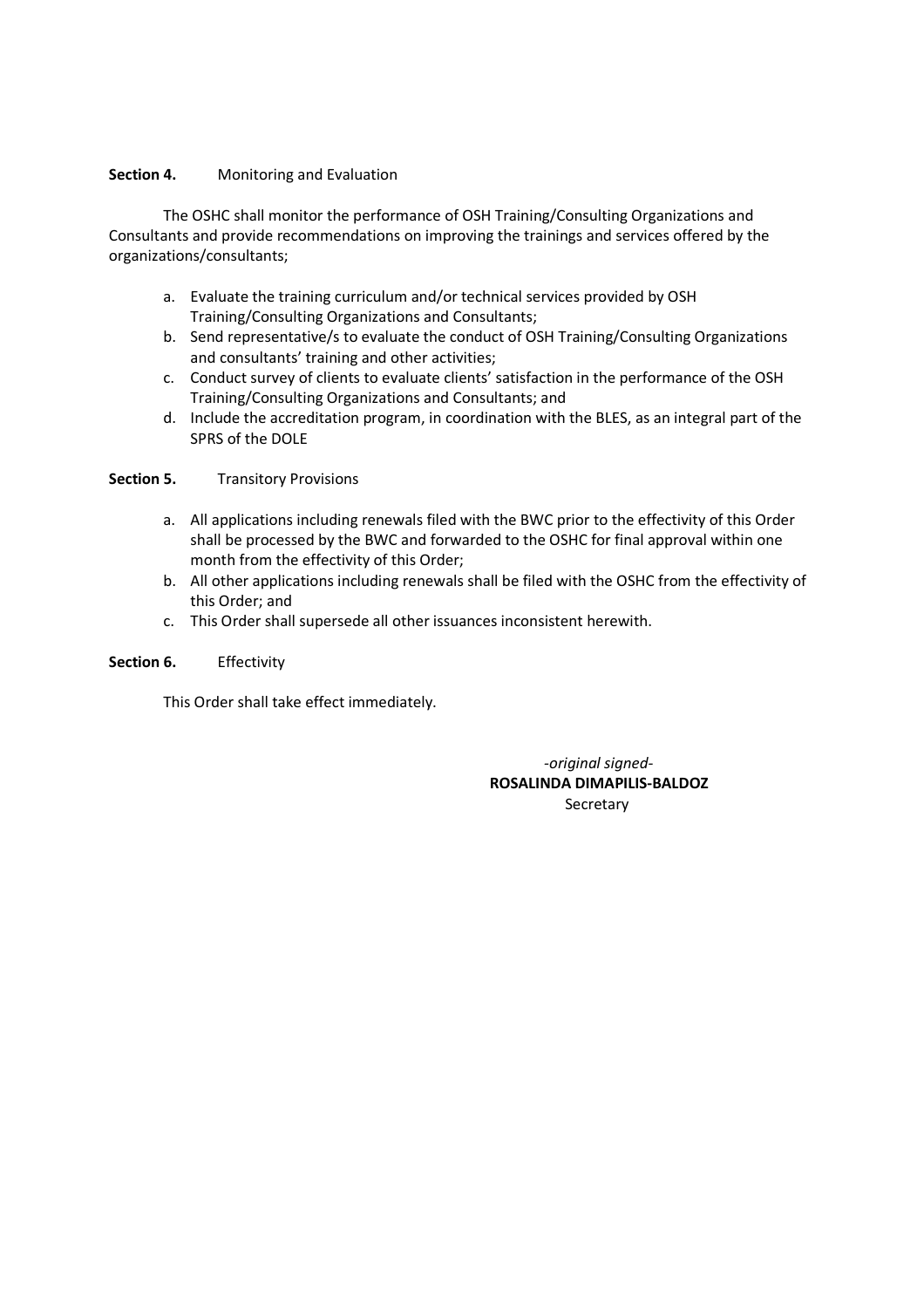**Section 4.** Monitoring and Evaluation

The OSHC shall monitor the performance of OSH Training/Consulting Organizations and Consultants and provide recommendations on improving the trainings and services offered by the organizations/consultants;

a. Evaluate the training curriculum and/or technical services provided by OSH Training/Consulting Organizations and Consultants;
b. Send representative/s to evaluate the conduct of OSH Training/Consulting Organizations and consultants' training and other activities;
c. Conduct survey of clients to evaluate clients' satisfaction in the performance of the OSH Training/Consulting Organizations and Consultants; and
d. Include the accreditation program, in coordination with the BLES, as an integral part of the SPRS of the DOLE

**Section 5.** Transitory Provisions

a. All applications including renewals filed with the BWC prior to the effectivity of this Order shall be processed by the BWC and forwarded to the OSHC for final approval within one month from the effectivity of this Order;
b. All other applications including renewals shall be filed with the OSHC from the effectivity of this Order; and
c. This Order shall supersede all other issuances inconsistent herewith.

**Section 6.** Effectivity

This Order shall take effect immediately.

*-original signed-*
**ROSALINDA DIMAPILIS-BALDOZ**
Secretary